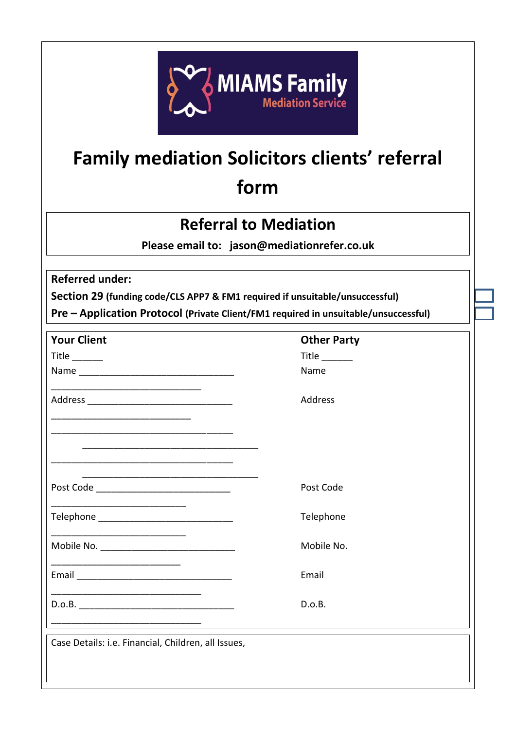MIAMS Family
Mediation Service

# Family mediation Solicitors clients' referral form

## Referral to Mediation

**Please email to: jason@mediationrefer.co.uk**

**Referred under:**

**Section 29** **(funding code/CLS APP7 & FM1 required if unsuitable/unsuccessful)** ☐

**Pre – Application Protocol** **(Private Client/FM1 required in unsuitable/unsuccessful)** ☐

| **Your Client** | **Other Party** |
|---|---|
| Title ______ | Title ______ |
| Name ______________________________ | Name |
| Address ____________________________ | Address |
| Post Code ___________________________ | Post Code |
| Telephone __________________________ | Telephone |
| Mobile No. __________________________ | Mobile No. |
| Email ______________________________ | Email |
| D.o.B. ______________________________ | D.o.B. |

Case Details: i.e. Financial, Children, all Issues,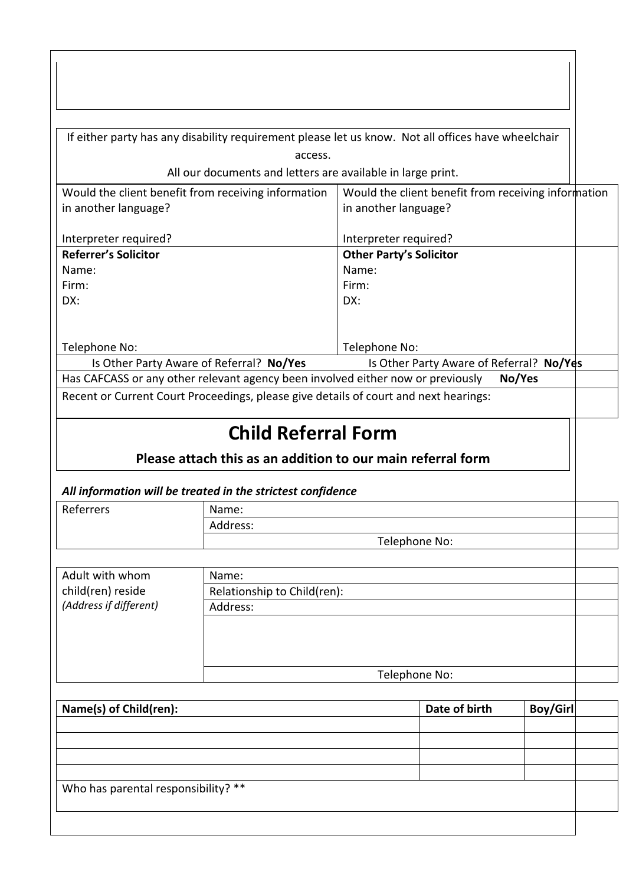If either party has any disability requirement please let us know. Not all offices have wheelchair access.

All our documents and letters are available in large print.

| Would the client benefit from receiving information in another language?<br><br>Interpreter required? | Would the client benefit from receiving information in another language?<br><br>Interpreter required? |
|---|---|
| **Referrer's Solicitor**<br>Name:<br>Firm:<br>DX:<br><br><br>Telephone No: | **Other Party's Solicitor**<br>Name:<br>Firm:<br>DX:<br><br><br>Telephone No: |
| Is Other Party Aware of Referral? **No/Yes** | Is Other Party Aware of Referral? **No/Yes** |

Has CAFCASS or any other relevant agency been involved either now or previously **No/Yes**

Recent or Current Court Proceedings, please give details of court and next hearings:

# Child Referral Form

**Please attach this as an addition to our main referral form**

***All information will be treated in the strictest confidence***

| | |
|---|---|
| Referrers | Name: |
| | Address: |
| | Telephone No: |

| | |
|---|---|
| Adult with whom child(ren) reside *(Address if different)* | Name: |
| | Relationship to Child(ren): |
| | Address: |
| | |
| | Telephone No: |

| **Name(s) of Child(ren):** | **Date of birth** | **Boy/Girl** |
|---|---|---|
| | | |
| | | |
| | | |
| | | |

Who has parental responsibility? **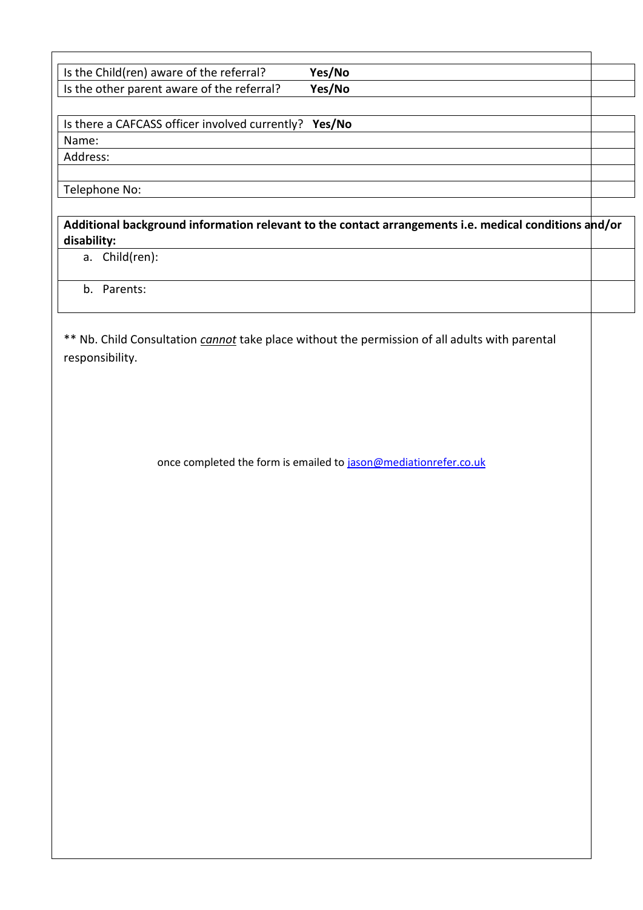| | |
|---|---|
| Is the Child(ren) aware of the referral? | **Yes/No** |
| Is the other parent aware of the referral? | **Yes/No** |

| |
|---|
| Is there a CAFCASS officer involved currently? **Yes/No** |
| Name: |
| Address: |
| |
| Telephone No: |

| |
|---|
| **Additional background information relevant to the contact arrangements i.e. medical conditions and/or disability:** |
| a. Child(ren): |
| b. Parents: |

** Nb. Child Consultation *cannot* take place without the permission of all adults with parental responsibility.

once completed the form is emailed to jason@mediationrefer.co.uk